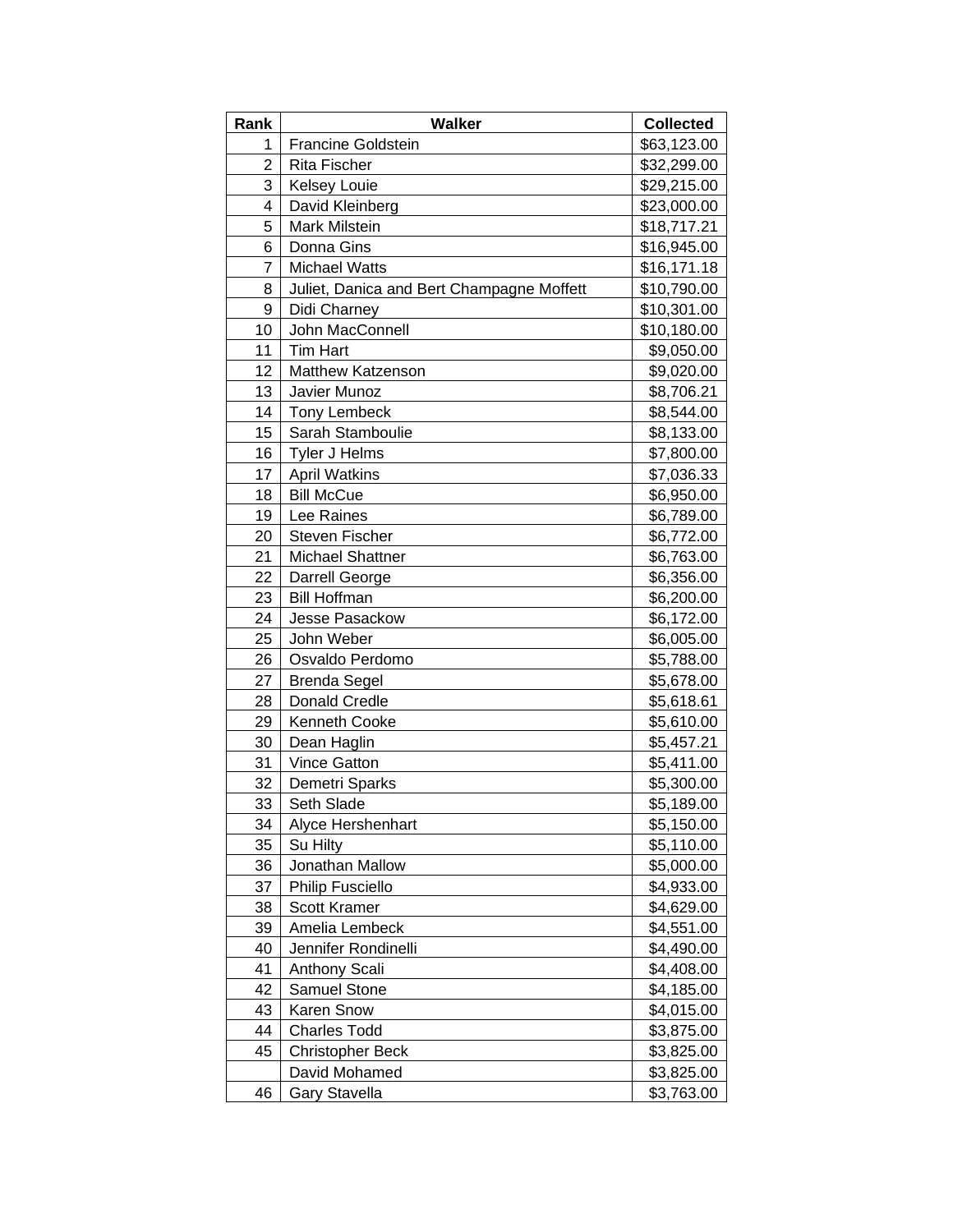| Rank | Walker | Collected |
|---|---|---|
| 1 | Francine Goldstein | $63,123.00 |
| 2 | Rita Fischer | $32,299.00 |
| 3 | Kelsey Louie | $29,215.00 |
| 4 | David Kleinberg | $23,000.00 |
| 5 | Mark Milstein | $18,717.21 |
| 6 | Donna Gins | $16,945.00 |
| 7 | Michael Watts | $16,171.18 |
| 8 | Juliet, Danica and Bert Champagne Moffett | $10,790.00 |
| 9 | Didi Charney | $10,301.00 |
| 10 | John MacConnell | $10,180.00 |
| 11 | Tim Hart | $9,050.00 |
| 12 | Matthew Katzenson | $9,020.00 |
| 13 | Javier Munoz | $8,706.21 |
| 14 | Tony Lembeck | $8,544.00 |
| 15 | Sarah Stamboulie | $8,133.00 |
| 16 | Tyler J Helms | $7,800.00 |
| 17 | April Watkins | $7,036.33 |
| 18 | Bill McCue | $6,950.00 |
| 19 | Lee Raines | $6,789.00 |
| 20 | Steven Fischer | $6,772.00 |
| 21 | Michael Shattner | $6,763.00 |
| 22 | Darrell George | $6,356.00 |
| 23 | Bill Hoffman | $6,200.00 |
| 24 | Jesse Pasackow | $6,172.00 |
| 25 | John Weber | $6,005.00 |
| 26 | Osvaldo Perdomo | $5,788.00 |
| 27 | Brenda Segel | $5,678.00 |
| 28 | Donald Credle | $5,618.61 |
| 29 | Kenneth Cooke | $5,610.00 |
| 30 | Dean Haglin | $5,457.21 |
| 31 | Vince Gatton | $5,411.00 |
| 32 | Demetri Sparks | $5,300.00 |
| 33 | Seth Slade | $5,189.00 |
| 34 | Alyce Hershenhart | $5,150.00 |
| 35 | Su Hilty | $5,110.00 |
| 36 | Jonathan Mallow | $5,000.00 |
| 37 | Philip Fusciello | $4,933.00 |
| 38 | Scott Kramer | $4,629.00 |
| 39 | Amelia Lembeck | $4,551.00 |
| 40 | Jennifer Rondinelli | $4,490.00 |
| 41 | Anthony Scali | $4,408.00 |
| 42 | Samuel Stone | $4,185.00 |
| 43 | Karen Snow | $4,015.00 |
| 44 | Charles Todd | $3,875.00 |
| 45 | Christopher Beck | $3,825.00 |
| | David Mohamed | $3,825.00 |
| 46 | Gary Stavella | $3,763.00 |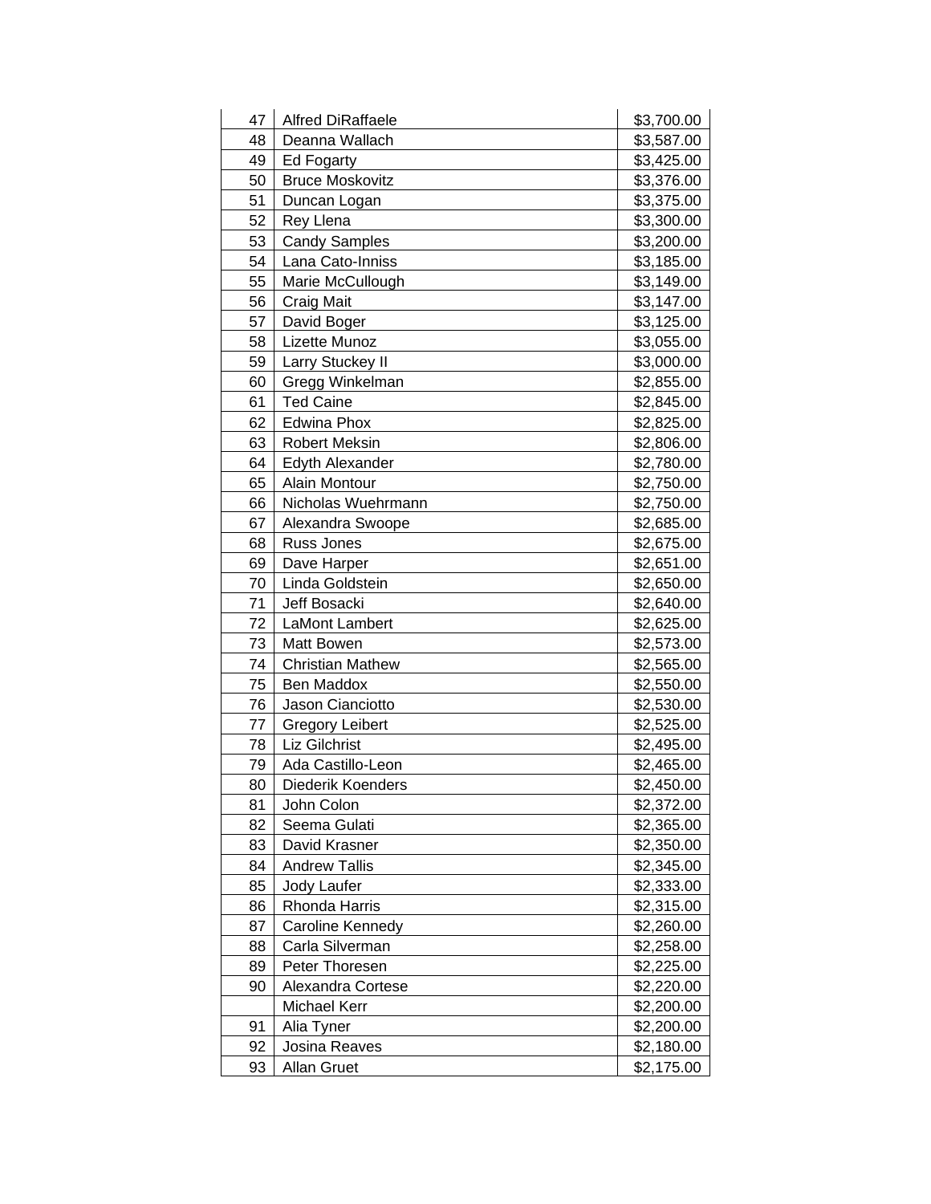| | | |
|---|---|---|
| 47 | Alfred DiRaffaele | $3,700.00 |
| 48 | Deanna Wallach | $3,587.00 |
| 49 | Ed Fogarty | $3,425.00 |
| 50 | Bruce Moskovitz | $3,376.00 |
| 51 | Duncan Logan | $3,375.00 |
| 52 | Rey Llena | $3,300.00 |
| 53 | Candy Samples | $3,200.00 |
| 54 | Lana Cato-Inniss | $3,185.00 |
| 55 | Marie McCullough | $3,149.00 |
| 56 | Craig Mait | $3,147.00 |
| 57 | David Boger | $3,125.00 |
| 58 | Lizette Munoz | $3,055.00 |
| 59 | Larry Stuckey II | $3,000.00 |
| 60 | Gregg Winkelman | $2,855.00 |
| 61 | Ted Caine | $2,845.00 |
| 62 | Edwina Phox | $2,825.00 |
| 63 | Robert Meksin | $2,806.00 |
| 64 | Edyth Alexander | $2,780.00 |
| 65 | Alain Montour | $2,750.00 |
| 66 | Nicholas Wuehrmann | $2,750.00 |
| 67 | Alexandra Swoope | $2,685.00 |
| 68 | Russ Jones | $2,675.00 |
| 69 | Dave Harper | $2,651.00 |
| 70 | Linda Goldstein | $2,650.00 |
| 71 | Jeff Bosacki | $2,640.00 |
| 72 | LaMont Lambert | $2,625.00 |
| 73 | Matt Bowen | $2,573.00 |
| 74 | Christian Mathew | $2,565.00 |
| 75 | Ben Maddox | $2,550.00 |
| 76 | Jason Cianciotto | $2,530.00 |
| 77 | Gregory Leibert | $2,525.00 |
| 78 | Liz Gilchrist | $2,495.00 |
| 79 | Ada Castillo-Leon | $2,465.00 |
| 80 | Diederik Koenders | $2,450.00 |
| 81 | John Colon | $2,372.00 |
| 82 | Seema Gulati | $2,365.00 |
| 83 | David Krasner | $2,350.00 |
| 84 | Andrew Tallis | $2,345.00 |
| 85 | Jody Laufer | $2,333.00 |
| 86 | Rhonda Harris | $2,315.00 |
| 87 | Caroline Kennedy | $2,260.00 |
| 88 | Carla Silverman | $2,258.00 |
| 89 | Peter Thoresen | $2,225.00 |
| 90 | Alexandra Cortese | $2,220.00 |
| | Michael Kerr | $2,200.00 |
| 91 | Alia Tyner | $2,200.00 |
| 92 | Josina Reaves | $2,180.00 |
| 93 | Allan Gruet | $2,175.00 |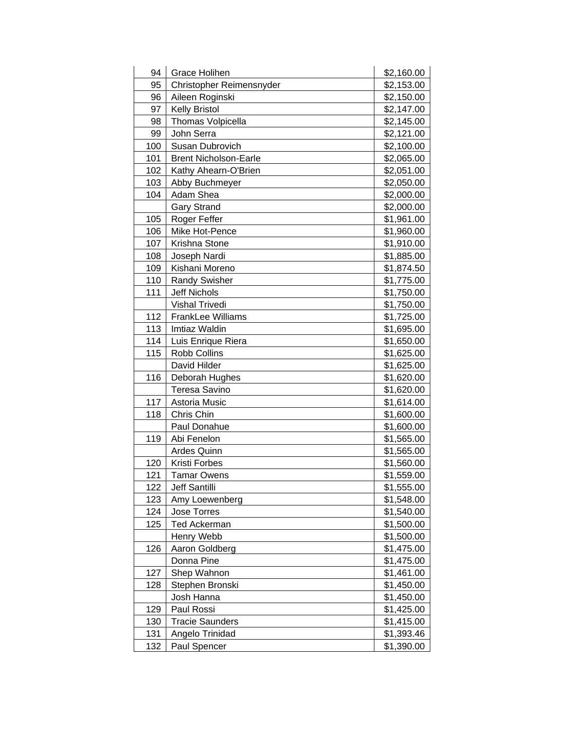| | | |
|---|---|---|
| 94 | Grace Holihen | $2,160.00 |
| 95 | Christopher Reimensnyder | $2,153.00 |
| 96 | Aileen Roginski | $2,150.00 |
| 97 | Kelly Bristol | $2,147.00 |
| 98 | Thomas Volpicella | $2,145.00 |
| 99 | John Serra | $2,121.00 |
| 100 | Susan Dubrovich | $2,100.00 |
| 101 | Brent Nicholson-Earle | $2,065.00 |
| 102 | Kathy Ahearn-O'Brien | $2,051.00 |
| 103 | Abby Buchmeyer | $2,050.00 |
| 104 | Adam Shea | $2,000.00 |
| | Gary Strand | $2,000.00 |
| 105 | Roger Feffer | $1,961.00 |
| 106 | Mike Hot-Pence | $1,960.00 |
| 107 | Krishna Stone | $1,910.00 |
| 108 | Joseph Nardi | $1,885.00 |
| 109 | Kishani Moreno | $1,874.50 |
| 110 | Randy Swisher | $1,775.00 |
| 111 | Jeff Nichols | $1,750.00 |
| | Vishal Trivedi | $1,750.00 |
| 112 | FrankLee Williams | $1,725.00 |
| 113 | Imtiaz Waldin | $1,695.00 |
| 114 | Luis Enrique Riera | $1,650.00 |
| 115 | Robb Collins | $1,625.00 |
| | David Hilder | $1,625.00 |
| 116 | Deborah Hughes | $1,620.00 |
| | Teresa Savino | $1,620.00 |
| 117 | Astoria Music | $1,614.00 |
| 118 | Chris Chin | $1,600.00 |
| | Paul Donahue | $1,600.00 |
| 119 | Abi Fenelon | $1,565.00 |
| | Ardes Quinn | $1,565.00 |
| 120 | Kristi Forbes | $1,560.00 |
| 121 | Tamar Owens | $1,559.00 |
| 122 | Jeff Santilli | $1,555.00 |
| 123 | Amy Loewenberg | $1,548.00 |
| 124 | Jose Torres | $1,540.00 |
| 125 | Ted Ackerman | $1,500.00 |
| | Henry Webb | $1,500.00 |
| 126 | Aaron Goldberg | $1,475.00 |
| | Donna Pine | $1,475.00 |
| 127 | Shep Wahnon | $1,461.00 |
| 128 | Stephen Bronski | $1,450.00 |
| | Josh Hanna | $1,450.00 |
| 129 | Paul Rossi | $1,425.00 |
| 130 | Tracie Saunders | $1,415.00 |
| 131 | Angelo Trinidad | $1,393.46 |
| 132 | Paul Spencer | $1,390.00 |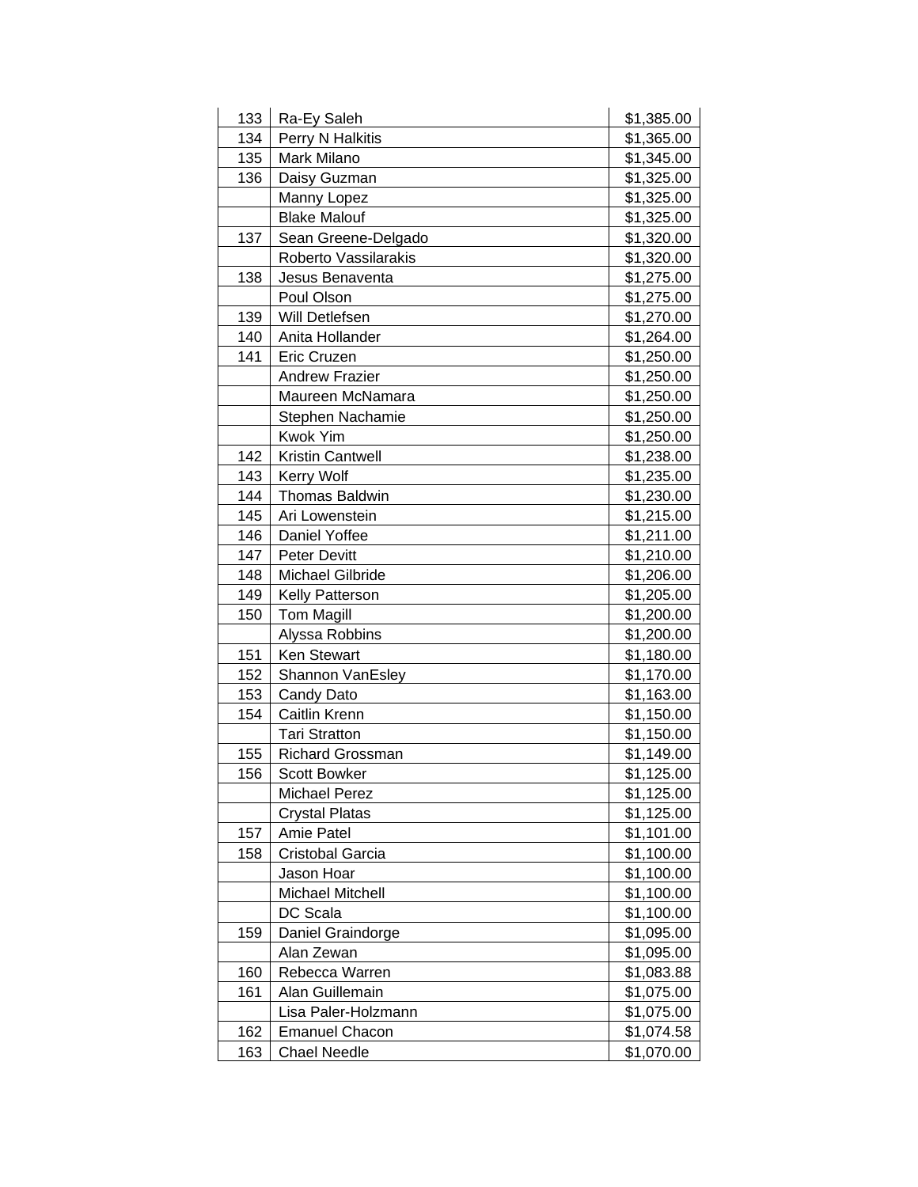| | | |
|---|---|---|
| 133 | Ra-Ey Saleh | $1,385.00 |
| 134 | Perry N Halkitis | $1,365.00 |
| 135 | Mark Milano | $1,345.00 |
| 136 | Daisy Guzman | $1,325.00 |
| | Manny Lopez | $1,325.00 |
| | Blake Malouf | $1,325.00 |
| 137 | Sean Greene-Delgado | $1,320.00 |
| | Roberto Vassilarakis | $1,320.00 |
| 138 | Jesus Benaventa | $1,275.00 |
| | Poul Olson | $1,275.00 |
| 139 | Will Detlefsen | $1,270.00 |
| 140 | Anita Hollander | $1,264.00 |
| 141 | Eric Cruzen | $1,250.00 |
| | Andrew Frazier | $1,250.00 |
| | Maureen McNamara | $1,250.00 |
| | Stephen Nachamie | $1,250.00 |
| | Kwok Yim | $1,250.00 |
| 142 | Kristin Cantwell | $1,238.00 |
| 143 | Kerry Wolf | $1,235.00 |
| 144 | Thomas Baldwin | $1,230.00 |
| 145 | Ari Lowenstein | $1,215.00 |
| 146 | Daniel Yoffee | $1,211.00 |
| 147 | Peter Devitt | $1,210.00 |
| 148 | Michael Gilbride | $1,206.00 |
| 149 | Kelly Patterson | $1,205.00 |
| 150 | Tom Magill | $1,200.00 |
| | Alyssa Robbins | $1,200.00 |
| 151 | Ken Stewart | $1,180.00 |
| 152 | Shannon VanEsley | $1,170.00 |
| 153 | Candy Dato | $1,163.00 |
| 154 | Caitlin Krenn | $1,150.00 |
| | Tari Stratton | $1,150.00 |
| 155 | Richard Grossman | $1,149.00 |
| 156 | Scott Bowker | $1,125.00 |
| | Michael Perez | $1,125.00 |
| | Crystal Platas | $1,125.00 |
| 157 | Amie Patel | $1,101.00 |
| 158 | Cristobal Garcia | $1,100.00 |
| | Jason Hoar | $1,100.00 |
| | Michael Mitchell | $1,100.00 |
| | DC Scala | $1,100.00 |
| 159 | Daniel Graindorge | $1,095.00 |
| | Alan Zewan | $1,095.00 |
| 160 | Rebecca Warren | $1,083.88 |
| 161 | Alan Guillemain | $1,075.00 |
| | Lisa Paler-Holzmann | $1,075.00 |
| 162 | Emanuel Chacon | $1,074.58 |
| 163 | Chael Needle | $1,070.00 |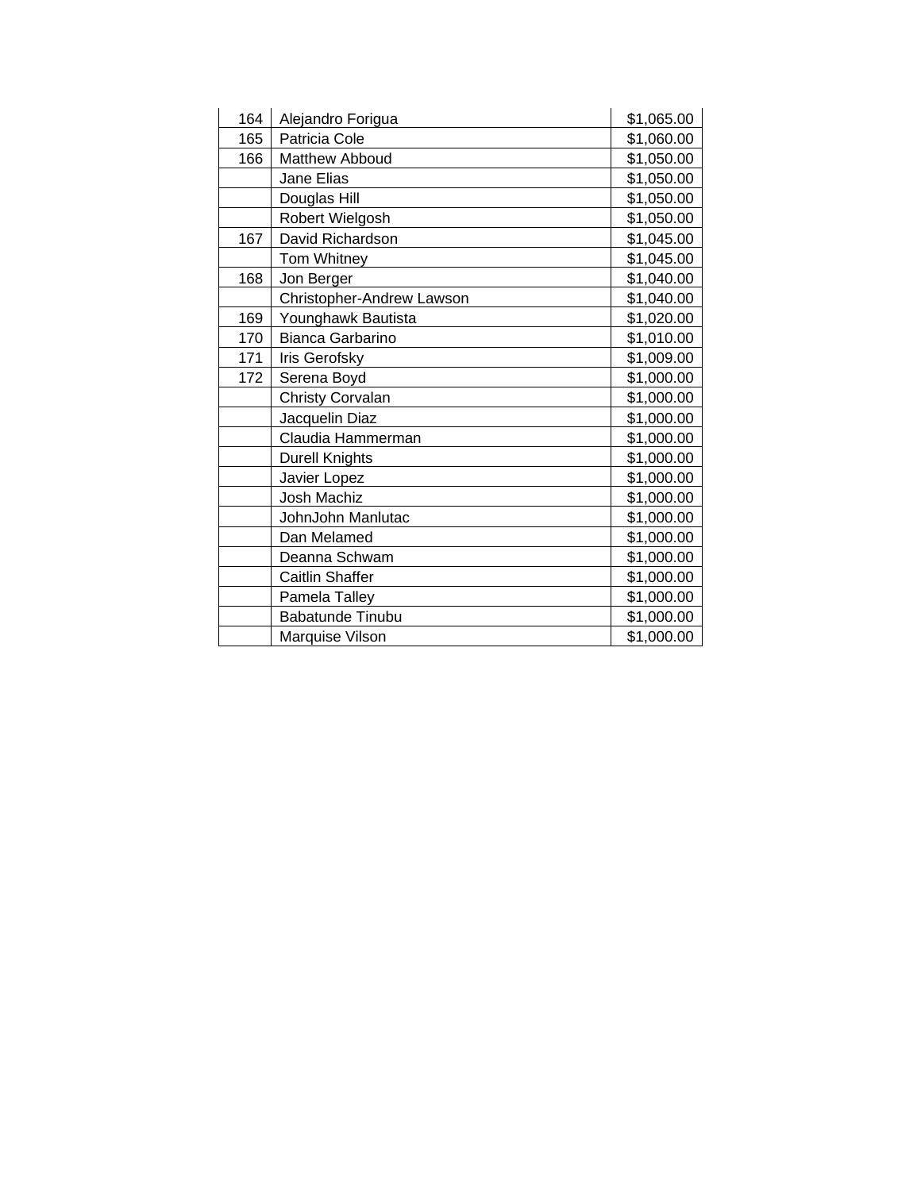| | | |
|---|---|---|
| 164 | Alejandro Forigua | $1,065.00 |
| 165 | Patricia Cole | $1,060.00 |
| 166 | Matthew Abboud | $1,050.00 |
| | Jane Elias | $1,050.00 |
| | Douglas Hill | $1,050.00 |
| | Robert Wielgosh | $1,050.00 |
| 167 | David Richardson | $1,045.00 |
| | Tom Whitney | $1,045.00 |
| 168 | Jon Berger | $1,040.00 |
| | Christopher-Andrew Lawson | $1,040.00 |
| 169 | Younghawk Bautista | $1,020.00 |
| 170 | Bianca Garbarino | $1,010.00 |
| 171 | Iris Gerofsky | $1,009.00 |
| 172 | Serena Boyd | $1,000.00 |
| | Christy Corvalan | $1,000.00 |
| | Jacquelin Diaz | $1,000.00 |
| | Claudia Hammerman | $1,000.00 |
| | Durell Knights | $1,000.00 |
| | Javier Lopez | $1,000.00 |
| | Josh Machiz | $1,000.00 |
| | JohnJohn Manlutac | $1,000.00 |
| | Dan Melamed | $1,000.00 |
| | Deanna Schwam | $1,000.00 |
| | Caitlin Shaffer | $1,000.00 |
| | Pamela Talley | $1,000.00 |
| | Babatunde Tinubu | $1,000.00 |
| | Marquise Vilson | $1,000.00 |